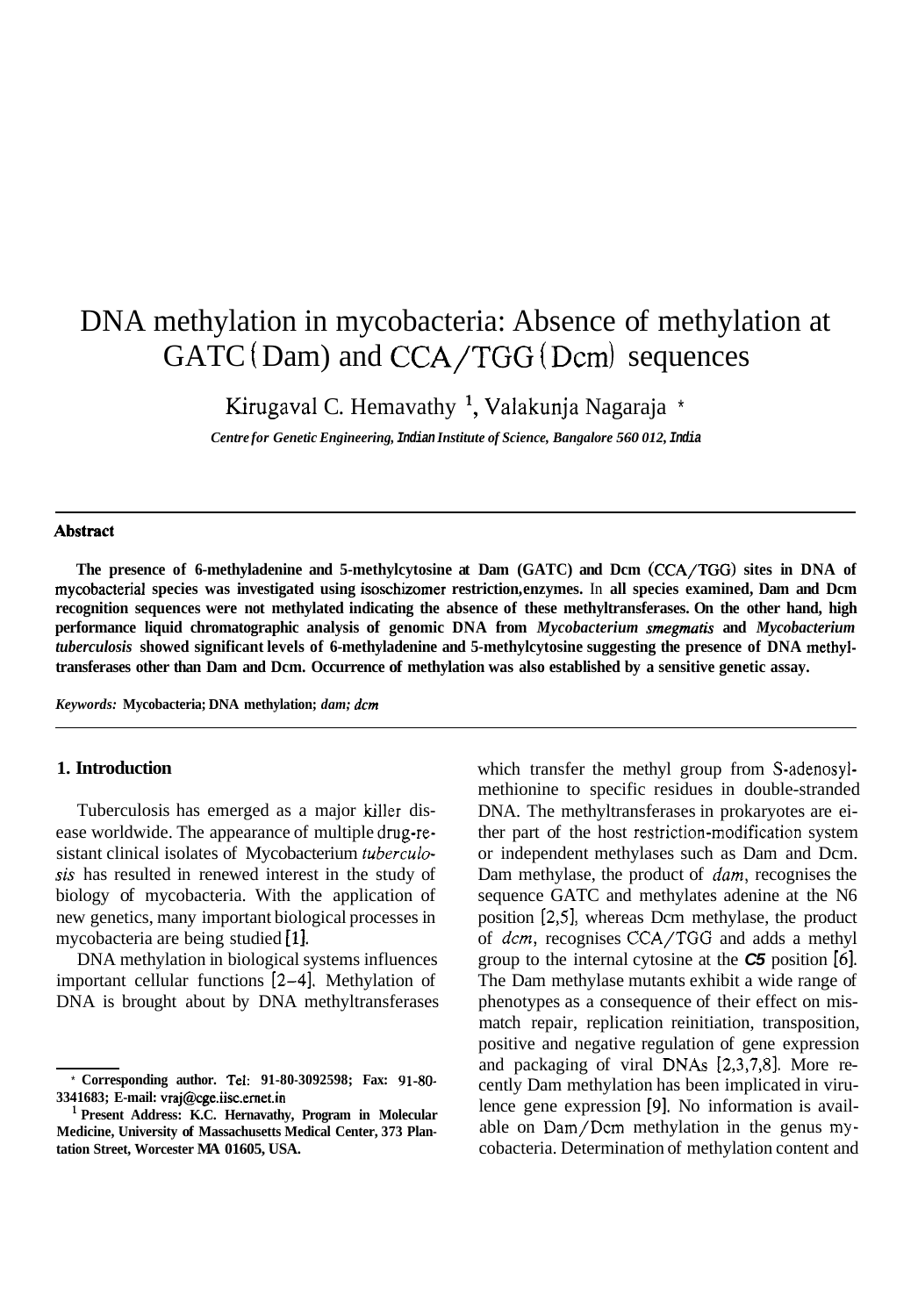# DNA methylation in mycobacteria: Absence of methylation at GATC (Dam) and CCA/TGG (Dcm) sequences

Kirugaval C. Hemavathy [1], Valakunja Nagaraja *

*Centre for Genetic Engineering, Indian Institute of Science, Bangalore 560 012, India*

---

## Abstract

**The presence of 6-methyladenine and 5-methylcytosine at Dam (GATC) and Dcm (CCA/TGG) sites in DNA of mycobacterial species was investigated using isoschizomer restriction enzymes. In all species examined, Dam and Dcm recognition sequences were not methylated indicating the absence of these methyltransferases. On the other hand, high performance liquid chromatographic analysis of genomic DNA from *Mycobacterium smegmatis* and *Mycobacterium tuberculosis* showed significant levels of 6-methyladenine and 5-methylcytosine suggesting the presence of DNA methyltransferases other than Dam and Dcm. Occurrence of methylation was also established by a sensitive genetic assay.**

*Keywords:* **Mycobacteria; DNA methylation; *dam; dcm***

---

## 1. Introduction

Tuberculosis has emerged as a major killer disease worldwide. The appearance of multiple drug-resistant clinical isolates of Mycobacterium *tuberculosis* has resulted in renewed interest in the study of biology of mycobacteria. With the application of new genetics, many important biological processes in mycobacteria are being studied [1].

DNA methylation in biological systems influences important cellular functions [2–4]. Methylation of DNA is brought about by DNA methyltransferases which transfer the methyl group from S-adenosylmethionine to specific residues in double-stranded DNA. The methyltransferases in prokaryotes are either part of the host restriction-modification system or independent methylases such as Dam and Dcm. Dam methylase, the product of *dam*, recognises the sequence GATC and methylates adenine at the N6 position [2,5], whereas Dcm methylase, the product of *dcm*, recognises CCA/TGG and adds a methyl group to the internal cytosine at the ***C5*** position [6]. The Dam methylase mutants exhibit a wide range of phenotypes as a consequence of their effect on mismatch repair, replication reinitiation, transposition, positive and negative regulation of gene expression and packaging of viral DNAs [2,3,7,8]. More recently Dam methylation has been implicated in virulence gene expression [9]. No information is available on Dam/Dcm methylation in the genus mycobacteria. Determination of methylation content and

---

\* **Corresponding author. Tel: 91-80-3092598; Fax: 91-80-3341683; E-mail: vraj@cge.iisc.ernet.in**

[1] **Present Address: K.C. Hernavathy, Program in Molecular Medicine, University of Massachusetts Medical Center, 373 Plantation Street, Worcester MA 01605, USA.**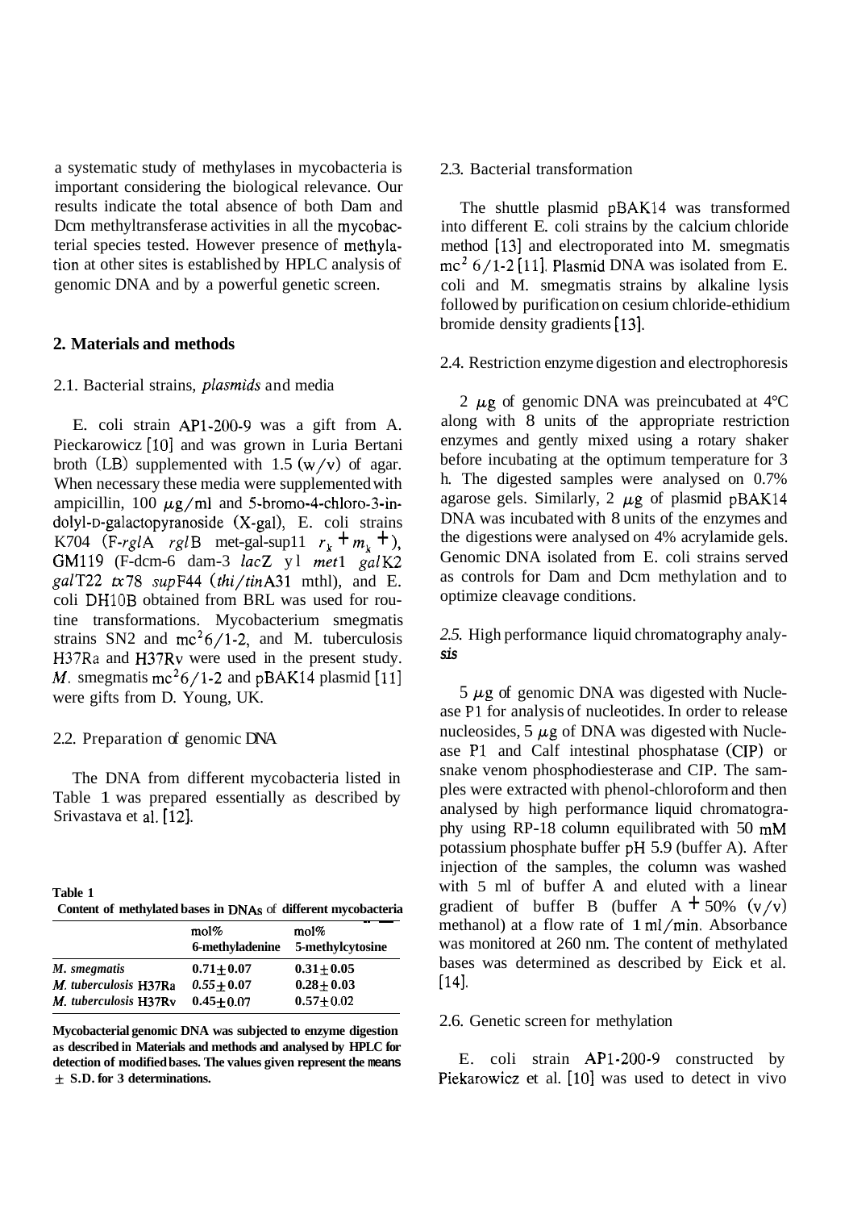a systematic study of methylases in mycobacteria is important considering the biological relevance. Our results indicate the total absence of both Dam and Dcm methyltransferase activities in all the mycobacterial species tested. However presence of methylation at other sites is established by HPLC analysis of genomic DNA and by a powerful genetic screen.

## 2. Materials and methods

### 2.1. Bacterial strains, plasmids and media

E. coli strain AP1-200-9 was a gift from A. Pieckarowicz [10] and was grown in Luria Bertani broth (LB) supplemented with 1.5 (w/v) of agar. When necessary these media were supplemented with ampicillin, 100 μg/ml and 5-bromo-4-chloro-3-indolyl-D-galactopyranoside (X-gal), E. coli strains K704 (F-*rgl*A *rgl*B met-gal-sup11 $r_k + m_k +$), GM119 (F-dcm-6 dam-3 *lac*Z y1 *met*1 *gal*K2 *gal*T22 *tx*78 *sup*F44 (*thi*/*tin*A31 mthl), and E. coli DH10B obtained from BRL was used for routine transformations. Mycobacterium smegmatis strains SN2 and $mc^2 6/1$-2, and M. tuberculosis H37Ra and H37Rv were used in the present study. *M*. smegmatis $mc^2 6/1$-2 and pBAK14 plasmid [11] were gifts from D. Young, UK.

### 2.2. Preparation of genomic DNA

The DNA from different mycobacteria listed in Table 1 was prepared essentially as described by Srivastava et al. [12].

**Table 1**
**Content of methylated bases in DNAs of different mycobacteria**

| | mol% 6-methyladenine | mol% 5-methylcytosine |
|---|---|---|
| *M. smegmatis* | $0.71 \pm 0.07$ | $0.31 \pm 0.05$ |
| *M. tuberculosis* H37Ra | $0.55 \pm 0.07$ | $0.28 \pm 0.03$ |
| *M. tuberculosis* H37Rv | $0.45 \pm 0.07$ | $0.57 \pm 0.02$ |

**Mycobacterial genomic DNA was subjected to enzyme digestion as described in Materials and methods and analysed by HPLC for detection of modified bases. The values given represent the means ± S.D. for 3 determinations.**

### 2.3. Bacterial transformation

The shuttle plasmid pBAK14 was transformed into different E. coli strains by the calcium chloride method [13] and electroporated into M. smegmatis $mc^2 6/1$-2 [11]. Plasmid DNA was isolated from E. coli and M. smegmatis strains by alkaline lysis followed by purification on cesium chloride-ethidium bromide density gradients [13].

### 2.4. Restriction enzyme digestion and electrophoresis

2 μg of genomic DNA was preincubated at 4°C along with 8 units of the appropriate restriction enzymes and gently mixed using a rotary shaker before incubating at the optimum temperature for 3 h. The digested samples were analysed on 0.7% agarose gels. Similarly, 2 μg of plasmid pBAK14 DNA was incubated with 8 units of the enzymes and the digestions were analysed on 4% acrylamide gels. Genomic DNA isolated from E. coli strains served as controls for Dam and Dcm methylation and to optimize cleavage conditions.

### 2.5. High performance liquid chromatography analysis

5 μg of genomic DNA was digested with Nuclease P1 for analysis of nucleotides. In order to release nucleosides, 5 μg of DNA was digested with Nuclease P1 and Calf intestinal phosphatase (CIP) or snake venom phosphodiesterase and CIP. The samples were extracted with phenol-chloroform and then analysed by high performance liquid chromatography using RP-18 column equilibrated with 50 mM potassium phosphate buffer pH 5.9 (buffer A). After injection of the samples, the column was washed with 5 ml of buffer A and eluted with a linear gradient of buffer B (buffer A + 50% (v/v) methanol) at a flow rate of 1 ml/min. Absorbance was monitored at 260 nm. The content of methylated bases was determined as described by Eick et al. [14].

### 2.6. Genetic screen for methylation

E. coli strain AP1-200-9 constructed by Piekarowicz et al. [10] was used to detect in vivo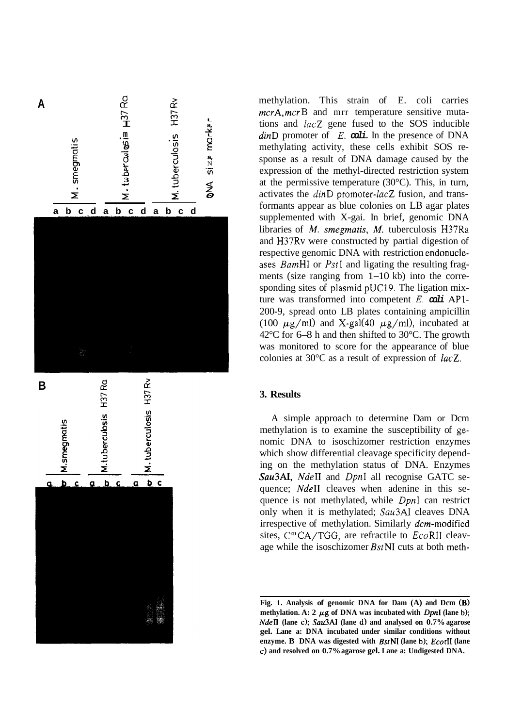methylation. This strain of E. coli carries *mcr*A, *mcr*B and mrr temperature sensitive mutations and *lacZ* gene fused to the SOS inducible *din*D promoter of *E. coli.* In the presence of DNA methylating activity, these cells exhibit SOS response as a result of DNA damage caused by the expression of the methyl-directed restriction system at the permissive temperature (30°C). This, in turn, activates the *din*D promoter-*lacZ* fusion, and transformants appear as blue colonies on LB agar plates supplemented with X-gal. In brief, genomic DNA libraries of *M. smegmatis*, *M.* tuberculosis H37Ra and H37Rv were constructed by partial digestion of respective genomic DNA with restriction endonucleases *Bam*HI or *Pst*I and ligating the resulting fragments (size ranging from 1–10 kb) into the corresponding sites of plasmid pUC19. The ligation mixture was transformed into competent *E. coli* AP1-200-9, spread onto LB plates containing ampicillin (100 μg/ml) and X-gal(40 μg/ml), incubated at 42°C for 6–8 h and then shifted to 30°C. The growth was monitored to score for the appearance of blue colonies at 30°C as a result of expression of *lacZ*.

## 3. Results

A simple approach to determine Dam or Dcm methylation is to examine the susceptibility of genomic DNA to isoschizomer restriction enzymes which show differential cleavage specificity depending on the methylation status of DNA. Enzymes *Sau*3AI, *Nde*II and *Dpn*I all recognise GATC sequence; *Nde*II cleaves when adenine in this sequence is not methylated, while *Dpn*I can restrict only when it is methylated; *Sau*3AI cleaves DNA irrespective of methylation. Similarly *dcm*-modified sites, $C^{m}$CA/TGG, are refractile to *Eco*RII cleavage while the isoschizomer *Bst*NI cuts at both meth-

**Fig. 1. Analysis of genomic DNA for Dam (A) and Dcm (B) methylation. A: 2 μg of DNA was incubated with *Dpn*I (lane b); *Nde*II (lane c); *Sau*3AI (lane d) and analysed on 0.7% agarose gel. Lane a: DNA incubated under similar conditions without enzyme. B DNA was digested with *Bst*NI (lane b); *Eco*rII (lane c) and resolved on 0.7% agarose gel. Lane a: Undigested DNA.**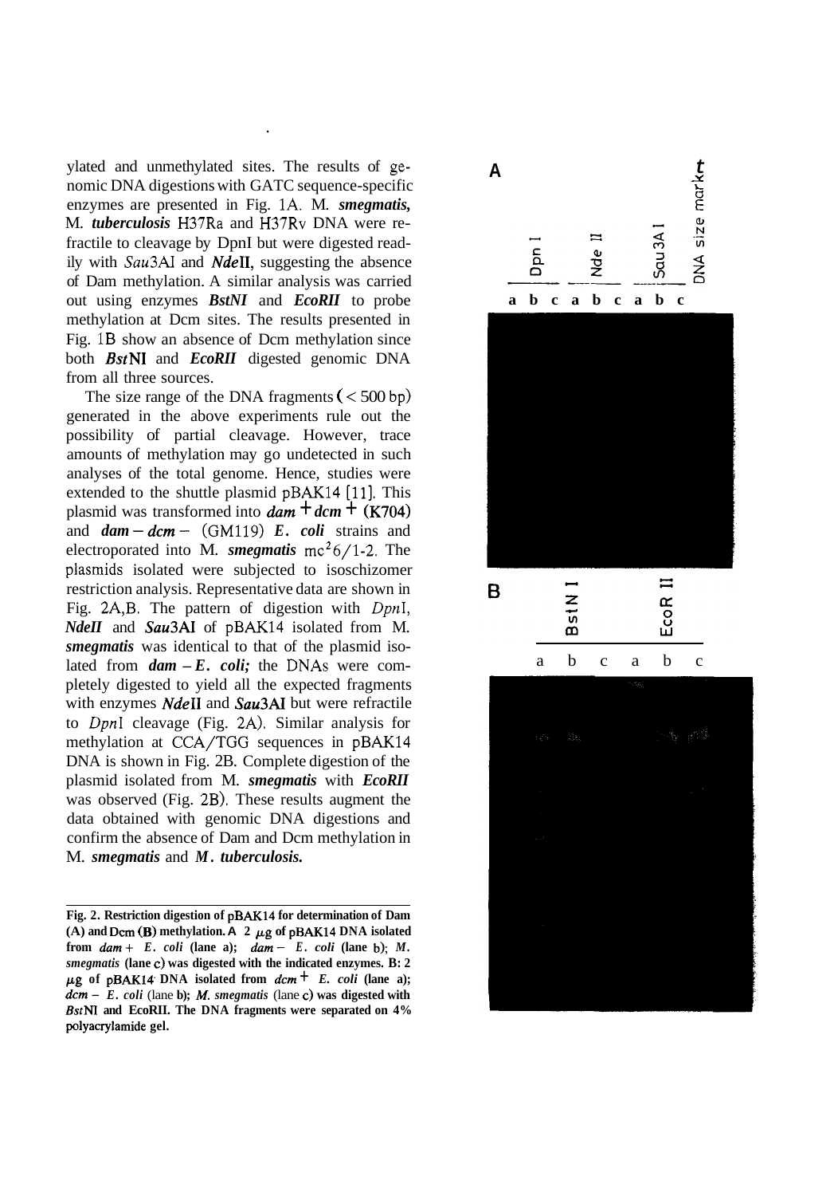ylated and unmethylated sites. The results of genomic DNA digestions with GATC sequence-specific enzymes are presented in Fig. 1A. *M. smegmatis*, *M. tuberculosis* H37Ra and H37Rv DNA were refractile to cleavage by DpnI but were digested readily with *Sau*3AI and *Nde*II, suggesting the absence of Dam methylation. A similar analysis was carried out using enzymes *BstNI* and *EcoRII* to probe methylation at Dcm sites. The results presented in Fig. 1B show an absence of Dcm methylation since both *Bst*NI and *EcoRII* digested genomic DNA from all three sources.

The size range of the DNA fragments ($< 500$ bp) generated in the above experiments rule out the possibility of partial cleavage. However, trace amounts of methylation may go undetected in such analyses of the total genome. Hence, studies were extended to the shuttle plasmid pBAK14 [11]. This plasmid was transformed into *dam*$^+$ *dcm*$^+$ (K704) and *dam*$^-$ *dcm*$^-$ (GM119) *E. coli* strains and electroporated into *M. smegmatis* mc$^2$6/1-2. The plasmids isolated were subjected to isoschizomer restriction analysis. Representative data are shown in Fig. 2A,B. The pattern of digestion with *Dpn*I, *NdeII* and *Sau*3AI of pBAK14 isolated from *M. smegmatis* was identical to that of the plasmid isolated from *dam*$^-$ *E. coli;* the DNAs were completely digested to yield all the expected fragments with enzymes *Nde*II and *Sau*3AI but were refractile to *Dpn*I cleavage (Fig. 2A). Similar analysis for methylation at CCA/TGG sequences in pBAK14 DNA is shown in Fig. 2B. Complete digestion of the plasmid isolated from *M. smegmatis* with *EcoRII* was observed (Fig. 2B). These results augment the data obtained with genomic DNA digestions and confirm the absence of Dam and Dcm methylation in *M. smegmatis* and *M. tuberculosis.*

**Fig. 2. Restriction digestion of pBAK14 for determination of Dam (A) and Dcm (B) methylation. A 2 μg of pBAK14 DNA isolated from *dam*+ *E. coli* (lane a); *dam*− *E. coli* (lane b); *M. smegmatis* (lane c) was digested with the indicated enzymes. B: 2 μg of pBAK14 DNA isolated from *dcm*+ *E. coli* (lane a); *dcm*− *E. coli* (lane b); *M. smegmatis* (lane c) was digested with *Bst*NI and EcoRII. The DNA fragments were separated on 4% polyacrylamide gel.**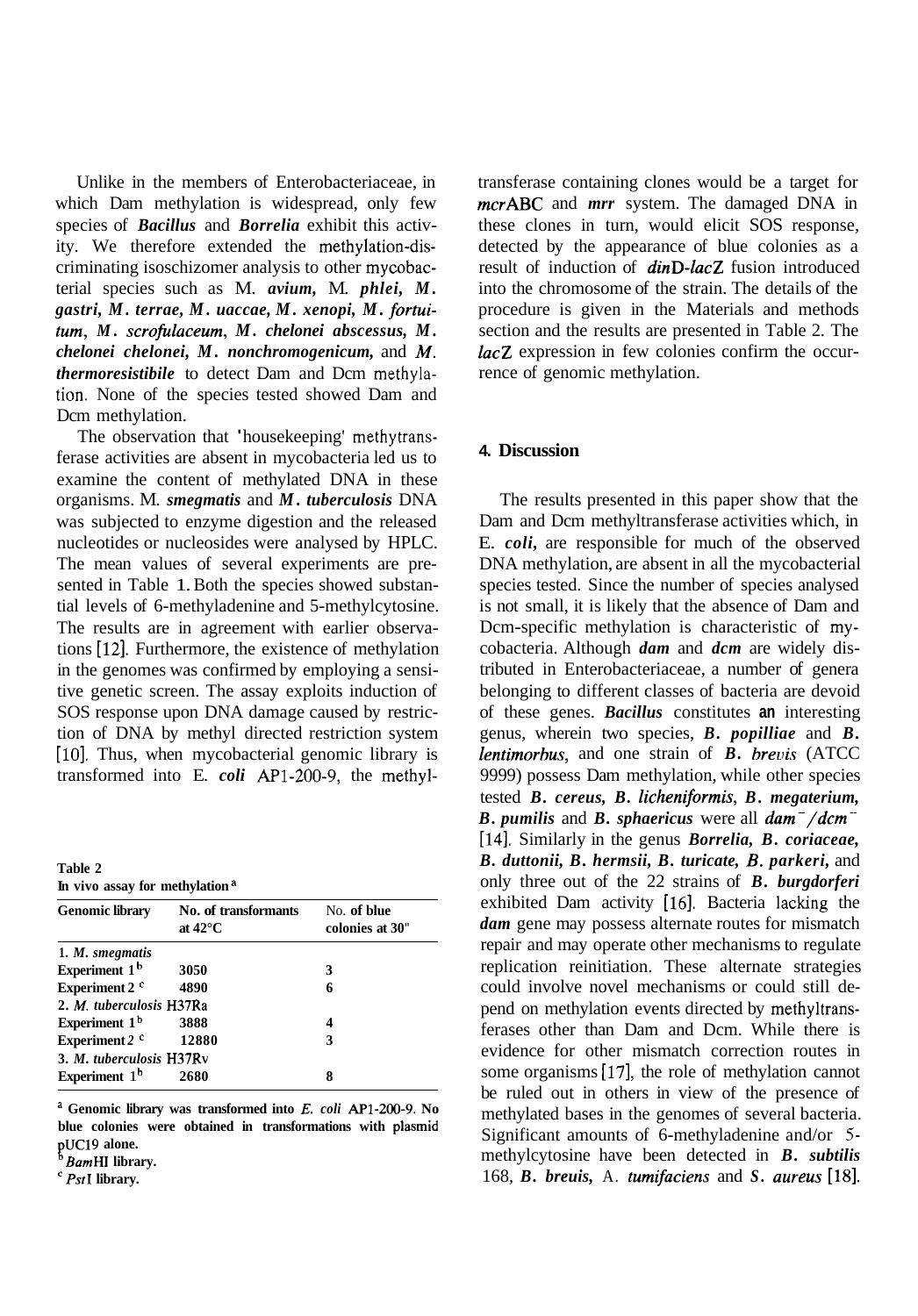Unlike in the members of Enterobacteriaceae, in which Dam methylation is widespread, only few species of ***Bacillus*** and ***Borrelia*** exhibit this activity. We therefore extended the methylation-discriminating isoschizomer analysis to other mycobacterial species such as M. ***avium***, M. ***phlei***, ***M. gastri***, ***M. terrae***, ***M. uaccae***, ***M. xenopi***, ***M. fortuitum***, ***M. scrofulaceum***, ***M. chelonei abscessus***, ***M. chelonei chelonei***, ***M. nonchromogenicum***, and ***M. thermoresistibile*** to detect Dam and Dcm methylation. None of the species tested showed Dam and Dcm methylation.

The observation that 'housekeeping' methytransferase activities are absent in mycobacteria led us to examine the content of methylated DNA in these organisms. M. ***smegmatis*** and ***M. tuberculosis*** DNA was subjected to enzyme digestion and the released nucleotides or nucleosides were analysed by HPLC. The mean values of several experiments are presented in Table 1. Both the species showed substantial levels of 6-methyladenine and 5-methylcytosine. The results are in agreement with earlier observations [12]. Furthermore, the existence of methylation in the genomes was confirmed by employing a sensitive genetic screen. The assay exploits induction of SOS response upon DNA damage caused by restriction of DNA by methyl directed restriction system [10]. Thus, when mycobacterial genomic library is transformed into E. ***coli*** AP1-200-9, the methyltransferase containing clones would be a target for ***mcr***ABC and ***mrr*** system. The damaged DNA in these clones in turn, would elicit SOS response, detected by the appearance of blue colonies as a result of induction of ***din***D-***lac***Z fusion introduced into the chromosome of the strain. The details of the procedure is given in the Materials and methods section and the results are presented in Table 2. The ***lac***Z expression in few colonies confirm the occurrence of genomic methylation.

**Table 2**
**In vivo assay for methylation** [a]

| Genomic library | No. of transformants at 42°C | No. of blue colonies at 30" |
|---|---|---|
| 1. *M. smegmatis* | | |
| Experiment 1 [b] | 3050 | 3 |
| Experiment 2 [c] | 4890 | 6 |
| 2. *M. tuberculosis* H37Ra | | |
| Experiment 1 [b] | 3888 | 4 |
| Experiment 2 [c] | 12880 | 3 |
| 3. *M. tuberculosis* H37Rv | | |
| Experiment 1 [b] | 2680 | 8 |

[a] Genomic library was transformed into *E. coli* AP1-200-9. No blue colonies were obtained in transformations with plasmid pUC19 alone.
[b] *Bam*HI library.
[c] *Pst*I library.

## 4. Discussion

The results presented in this paper show that the Dam and Dcm methyltransferase activities which, in E. ***coli***, are responsible for much of the observed DNA methylation, are absent in all the mycobacterial species tested. Since the number of species analysed is not small, it is likely that the absence of Dam and Dcm-specific methylation is characteristic of mycobacteria. Although ***dam*** and ***dcm*** are widely distributed in Enterobacteriaceae, a number of genera belonging to different classes of bacteria are devoid of these genes. ***Bacillus*** constitutes an interesting genus, wherein two species, ***B. popilliae*** and ***B. lentimorbus***, and one strain of ***B. brevis*** (ATCC 9999) possess Dam methylation, while other species tested ***B. cereus***, ***B. licheniformis***, ***B. megaterium***, ***B. pumilis*** and ***B. sphaericus*** were all ***dam***$^-$/***dcm***$^-$ [14]. Similarly in the genus ***Borrelia***, ***B. coriaceae***, ***B. duttonii***, ***B. hermsii***, ***B. turicate***, ***B. parkeri***, and only three out of the 22 strains of ***B. burgdorferi*** exhibited Dam activity [16]. Bacteria lacking the ***dam*** gene may possess alternate routes for mismatch repair and may operate other mechanisms to regulate replication reinitiation. These alternate strategies could involve novel mechanisms or could still depend on methylation events directed by methyltransferases other than Dam and Dcm. While there is evidence for other mismatch correction routes in some organisms [17], the role of methylation cannot be ruled out in others in view of the presence of methylated bases in the genomes of several bacteria. Significant amounts of 6-methyladenine and/or 5-methylcytosine have been detected in ***B. subtilis*** 168, ***B. breuis***, A. ***tumifaciens*** and ***S. aureus*** [18].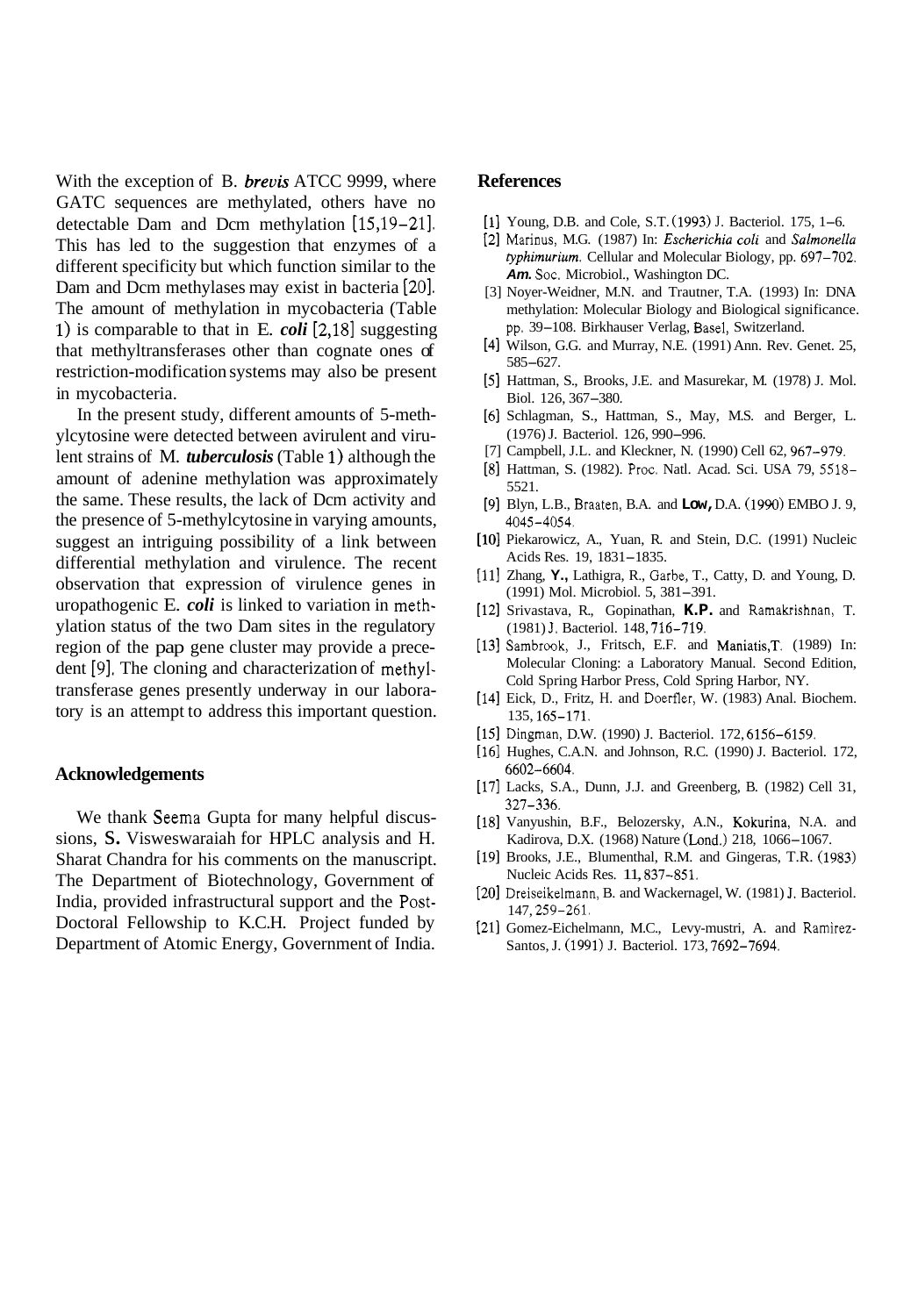With the exception of B. *brevis* ATCC 9999, where GATC sequences are methylated, others have no detectable Dam and Dcm methylation [15,19–21]. This has led to the suggestion that enzymes of a different specificity but which function similar to the Dam and Dcm methylases may exist in bacteria [20]. The amount of methylation in mycobacteria (Table 1) is comparable to that in E. *coli* [2,18] suggesting that methyltransferases other than cognate ones of restriction-modification systems may also be present in mycobacteria.

In the present study, different amounts of 5-methylcytosine were detected between avirulent and virulent strains of M. *tuberculosis* (Table 1) although the amount of adenine methylation was approximately the same. These results, the lack of Dcm activity and the presence of 5-methylcytosine in varying amounts, suggest an intriguing possibility of a link between differential methylation and virulence. The recent observation that expression of virulence genes in uropathogenic E. *coli* is linked to variation in methylation status of the two Dam sites in the regulatory region of the pap gene cluster may provide a precedent [9]. The cloning and characterization of methyltransferase genes presently underway in our laboratory is an attempt to address this important question.

## Acknowledgements

We thank Seema Gupta for many helpful discussions, S. Visweswaraiah for HPLC analysis and H. Sharat Chandra for his comments on the manuscript. The Department of Biotechnology, Government of India, provided infrastructural support and the Post-Doctoral Fellowship to K.C.H. Project funded by Department of Atomic Energy, Government of India.

## References

[1] Young, D.B. and Cole, S.T. (1993) J. Bacteriol. 175, 1–6.

[2] Marinus, M.G. (1987) In: *Escherichia coli* and *Salmonella typhimurium*. Cellular and Molecular Biology, pp. 697–702. Am. Soc. Microbiol., Washington DC.

[3] Noyer-Weidner, M.N. and Trautner, T.A. (1993) In: DNA methylation: Molecular Biology and Biological significance. pp. 39–108. Birkhauser Verlag, Basel, Switzerland.

[4] Wilson, G.G. and Murray, N.E. (1991) Ann. Rev. Genet. 25, 585–627.

[5] Hattman, S., Brooks, J.E. and Masurekar, M. (1978) J. Mol. Biol. 126, 367–380.

[6] Schlagman, S., Hattman, S., May, M.S. and Berger, L. (1976) J. Bacteriol. 126, 990–996.

[7] Campbell, J.L. and Kleckner, N. (1990) Cell 62, 967–979.

[8] Hattman, S. (1982). Proc. Natl. Acad. Sci. USA 79, 5518–5521.

[9] Blyn, L.B., Braaten, B.A. and Low, D.A. (1990) EMBO J. 9, 4045–4054.

[10] Piekarowicz, A., Yuan, R. and Stein, D.C. (1991) Nucleic Acids Res. 19, 1831–1835.

[11] Zhang, Y., Lathigra, R., Garbe, T., Catty, D. and Young, D. (1991) Mol. Microbiol. 5, 381–391.

[12] Srivastava, R., Gopinathan, K.P. and Ramakrishnan, T. (1981) J. Bacteriol. 148, 716–719.

[13] Sambrook, J., Fritsch, E.F. and Maniatis, T. (1989) In: Molecular Cloning: a Laboratory Manual. Second Edition, Cold Spring Harbor Press, Cold Spring Harbor, NY.

[14] Eick, D., Fritz, H. and Doerfler, W. (1983) Anal. Biochem. 135, 165–171.

[15] Dingman, D.W. (1990) J. Bacteriol. 172, 6156–6159.

[16] Hughes, C.A.N. and Johnson, R.C. (1990) J. Bacteriol. 172, 6602–6604.

[17] Lacks, S.A., Dunn, J.J. and Greenberg, B. (1982) Cell 31, 327–336.

[18] Vanyushin, B.F., Belozersky, A.N., Kokurina, N.A. and Kadirova, D.X. (1968) Nature (Lond.) 218, 1066–1067.

[19] Brooks, J.E., Blumenthal, R.M. and Gingeras, T.R. (1983) Nucleic Acids Res. 11, 837–851.

[20] Dreiseikelmann, B. and Wackernagel, W. (1981) J. Bacteriol. 147, 259–261.

[21] Gomez-Eichelmann, M.C., Levy-mustri, A. and Ramirez-Santos, J. (1991) J. Bacteriol. 173, 7692–7694.